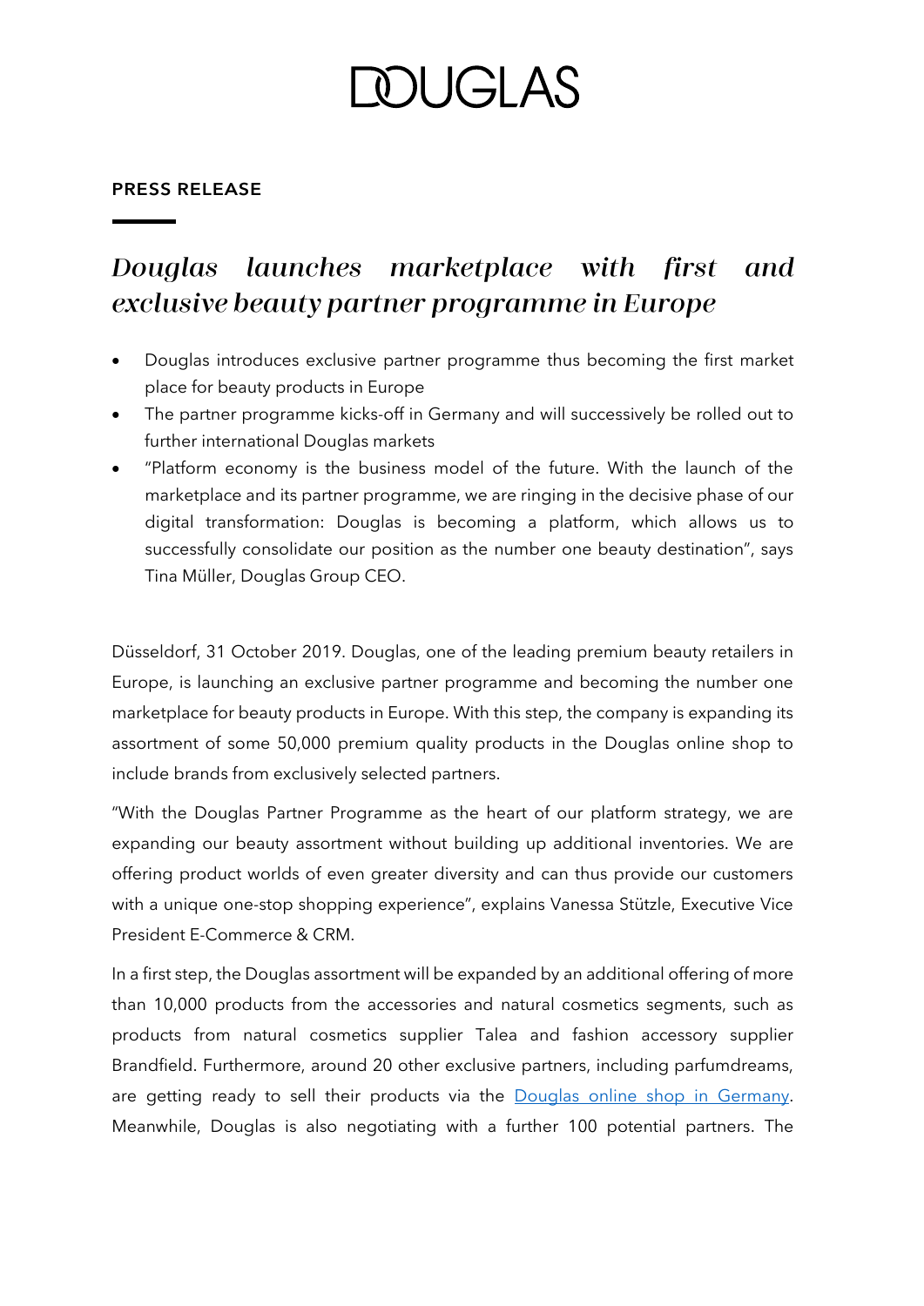# DOUGLAS

**PRESS RELEASE**

## *Douglas launches marketplace with first and exclusive beauty partner programme in Europe*

- Douglas introduces exclusive partner programme thus becoming the first market place for beauty products in Europe
- The partner programme kicks-off in Germany and will successively be rolled out to further international Douglas markets
- "Platform economy is the business model of the future. With the launch of the marketplace and its partner programme, we are ringing in the decisive phase of our digital transformation: Douglas is becoming a platform, which allows us to successfully consolidate our position as the number one beauty destination", says Tina Müller, Douglas Group CEO.

Düsseldorf, 31 October 2019. Douglas, one of the leading premium beauty retailers in Europe, is launching an exclusive partner programme and becoming the number one marketplace for beauty products in Europe. With this step, the company is expanding its assortment of some 50,000 premium quality products in the Douglas online shop to include brands from exclusively selected partners.

"With the Douglas Partner Programme as the heart of our platform strategy, we are expanding our beauty assortment without building up additional inventories. We are offering product worlds of even greater diversity and can thus provide our customers with a unique one-stop shopping experience", explains Vanessa Stützle, Executive Vice President E-Commerce & CRM.

In a first step, the Douglas assortment will be expanded by an additional offering of more than 10,000 products from the accessories and natural cosmetics segments, such as products from natural cosmetics supplier Talea and fashion accessory supplier Brandfield. Furthermore, around 20 other exclusive partners, including parfumdreams, are getting ready to sell their products via the Douglas online shop in Germany. Meanwhile, Douglas is also negotiating with a further 100 potential partners. The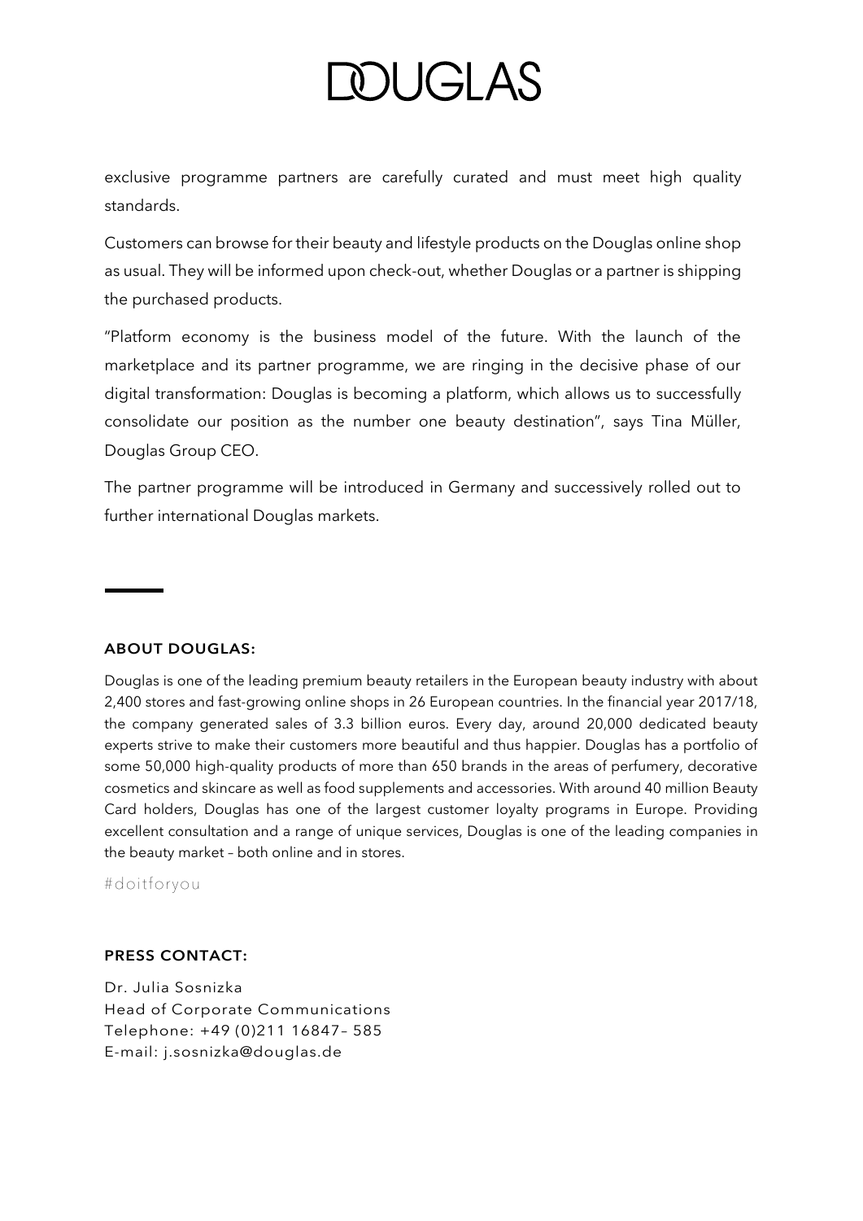exclusive programme partners are carefully curated and must meet high quality standards.

Customers can browse for their beauty and lifestyle products on the Douglas online shop as usual. They will be informed upon check-out, whether Douglas or a partner is shipping the purchased products.

"Platform economy is the business model of the future. With the launch of the marketplace and its partner programme, we are ringing in the decisive phase of our digital transformation: Douglas is becoming a platform, which allows us to successfully consolidate our position as the number one beauty destination", says Tina Müller, Douglas Group CEO.

The partner programme will be introduced in Germany and successively rolled out to further international Douglas markets.

---

**ABOUT DOUGLAS:**

Douglas is one of the leading premium beauty retailers in the European beauty industry with about 2,400 stores and fast-growing online shops in 26 European countries. In the financial year 2017/18, the company generated sales of 3.3 billion euros. Every day, around 20,000 dedicated beauty experts strive to make their customers more beautiful and thus happier. Douglas has a portfolio of some 50,000 high-quality products of more than 650 brands in the areas of perfumery, decorative cosmetics and skincare as well as food supplements and accessories. With around 40 million Beauty Card holders, Douglas has one of the largest customer loyalty programs in Europe. Providing excellent consultation and a range of unique services, Douglas is one of the leading companies in the beauty market – both online and in stores.

#doitforyou

**PRESS CONTACT:**

Dr. Julia Sosnizka
Head of Corporate Communications
Telephone: +49 (0)211 16847– 585
E-mail: j.sosnizka@douglas.de